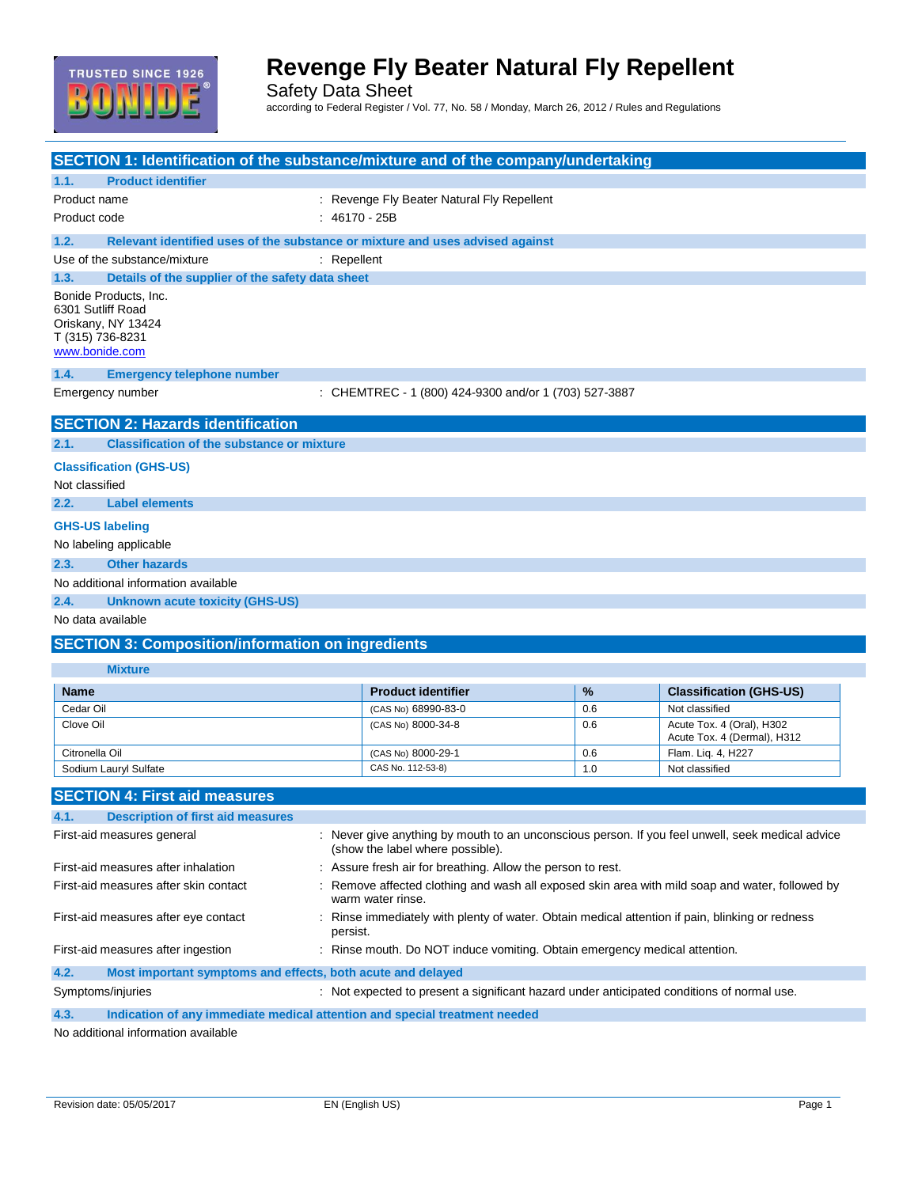# Revenge Fly Beater Natural Fly Repellent

Safety Data Sheet

according to Federal Register / Vol. 77, No. 58 / Monday, March 26, 2012 / Rules and Regulations

## SECTION 1: Identification of the substance/mixture and of the company/undertaking

### 1.1. Product identifier

Product name : Revenge Fly Beater Natural Fly Repellent

Product code : 46170 - 25B

### 1.2. Relevant identified uses of the substance or mixture and uses advised against

Use of the substance/mixture : Repellent

### 1.3. Details of the supplier of the safety data sheet

Bonide Products, Inc.
6301 Sutliff Road
Oriskany, NY 13424
T (315) 736-8231
www.bonide.com

### 1.4. Emergency telephone number

Emergency number : CHEMTREC - 1 (800) 424-9300 and/or 1 (703) 527-3887

## SECTION 2: Hazards identification

### 2.1. Classification of the substance or mixture

**Classification (GHS-US)**

Not classified

### 2.2. Label elements

**GHS-US labeling**

No labeling applicable

### 2.3. Other hazards

No additional information available

### 2.4. Unknown acute toxicity (GHS-US)

No data available

## SECTION 3: Composition/information on ingredients

**Mixture**

| Name | Product identifier | % | Classification (GHS-US) |
|---|---|---|---|
| Cedar Oil | (CAS No) 68990-83-0 | 0.6 | Not classified |
| Clove Oil | (CAS No) 8000-34-8 | 0.6 | Acute Tox. 4 (Oral), H302<br>Acute Tox. 4 (Dermal), H312 |
| Citronella Oil | (CAS No) 8000-29-1 | 0.6 | Flam. Liq. 4, H227 |
| Sodium Lauryl Sulfate | CAS No. 112-53-8) | 1.0 | Not classified |

## SECTION 4: First aid measures

### 4.1. Description of first aid measures

First-aid measures general : Never give anything by mouth to an unconscious person. If you feel unwell, seek medical advice (show the label where possible).

First-aid measures after inhalation : Assure fresh air for breathing. Allow the person to rest.

First-aid measures after skin contact : Remove affected clothing and wash all exposed skin area with mild soap and water, followed by warm water rinse.

First-aid measures after eye contact : Rinse immediately with plenty of water. Obtain medical attention if pain, blinking or redness persist.

First-aid measures after ingestion : Rinse mouth. Do NOT induce vomiting. Obtain emergency medical attention.

### 4.2. Most important symptoms and effects, both acute and delayed

Symptoms/injuries : Not expected to present a significant hazard under anticipated conditions of normal use.

### 4.3. Indication of any immediate medical attention and special treatment needed

No additional information available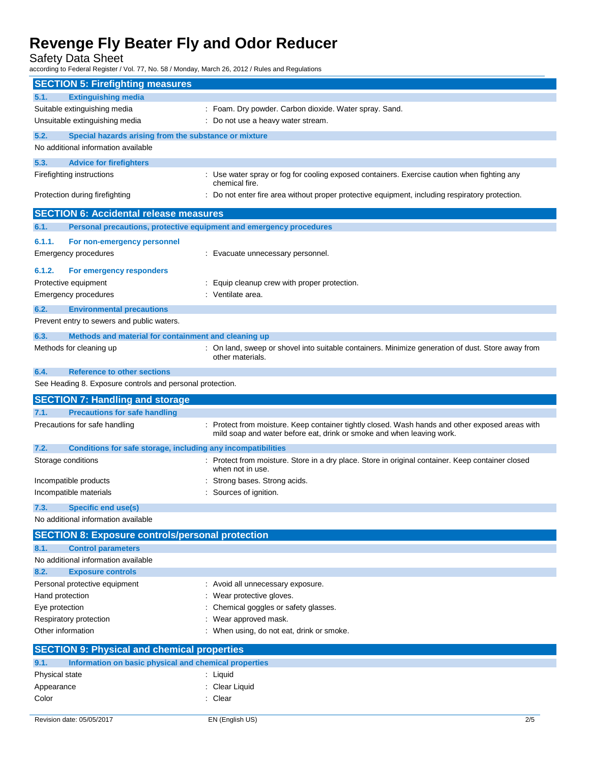## SECTION 5: Firefighting measures

### 5.1. Extinguishing media

| | |
|---|---|
| Suitable extinguishing media | : Foam. Dry powder. Carbon dioxide. Water spray. Sand. |
| Unsuitable extinguishing media | : Do not use a heavy water stream. |

### 5.2. Special hazards arising from the substance or mixture

No additional information available

### 5.3. Advice for firefighters

| | |
|---|---|
| Firefighting instructions | : Use water spray or fog for cooling exposed containers. Exercise caution when fighting any chemical fire. |
| Protection during firefighting | : Do not enter fire area without proper protective equipment, including respiratory protection. |

## SECTION 6: Accidental release measures

### 6.1. Personal precautions, protective equipment and emergency procedures

#### 6.1.1. For non-emergency personnel

| | |
|---|---|
| Emergency procedures | : Evacuate unnecessary personnel. |

#### 6.1.2. For emergency responders

| | |
|---|---|
| Protective equipment | : Equip cleanup crew with proper protection. |
| Emergency procedures | : Ventilate area. |

### 6.2. Environmental precautions

Prevent entry to sewers and public waters.

### 6.3. Methods and material for containment and cleaning up

| | |
|---|---|
| Methods for cleaning up | : On land, sweep or shovel into suitable containers. Minimize generation of dust. Store away from other materials. |

### 6.4. Reference to other sections

See Heading 8. Exposure controls and personal protection.

## SECTION 7: Handling and storage

### 7.1. Precautions for safe handling

| | |
|---|---|
| Precautions for safe handling | : Protect from moisture. Keep container tightly closed. Wash hands and other exposed areas with mild soap and water before eat, drink or smoke and when leaving work. |

### 7.2. Conditions for safe storage, including any incompatibilities

| | |
|---|---|
| Storage conditions | : Protect from moisture. Store in a dry place. Store in original container. Keep container closed when not in use. |
| Incompatible products | : Strong bases. Strong acids. |
| Incompatible materials | : Sources of ignition. |

### 7.3. Specific end use(s)

No additional information available

## SECTION 8: Exposure controls/personal protection

### 8.1. Control parameters

No additional information available

### 8.2. Exposure controls

| | |
|---|---|
| Personal protective equipment | : Avoid all unnecessary exposure. |
| Hand protection | : Wear protective gloves. |
| Eye protection | : Chemical goggles or safety glasses. |
| Respiratory protection | : Wear approved mask. |
| Other information | : When using, do not eat, drink or smoke. |

## SECTION 9: Physical and chemical properties

### 9.1. Information on basic physical and chemical properties

| | |
|---|---|
| Physical state | : Liquid |
| Appearance | : Clear Liquid |
| Color | : Clear |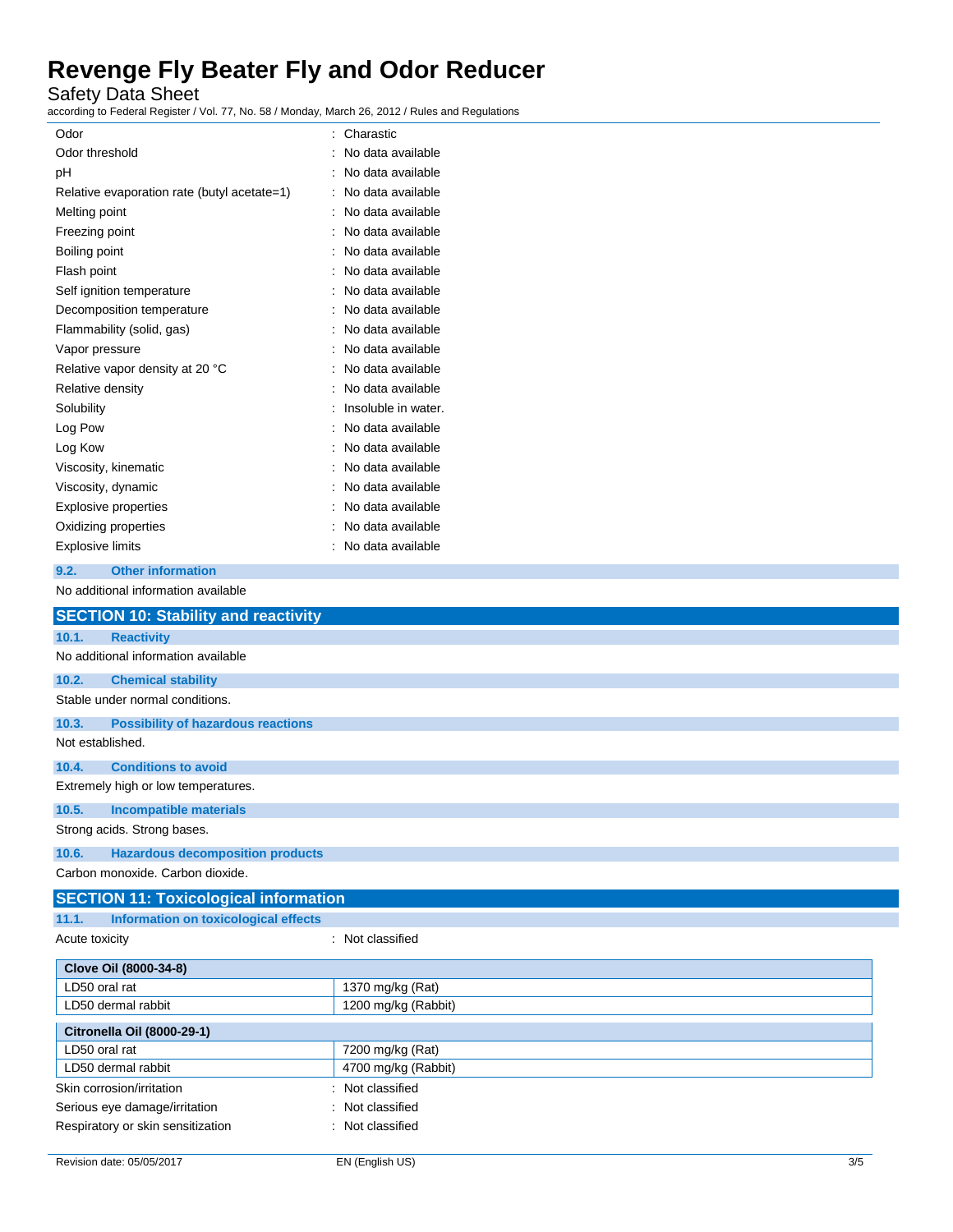| | |
|---|---|
| Odor | : Charastic |
| Odor threshold | : No data available |
| pH | : No data available |
| Relative evaporation rate (butyl acetate=1) | : No data available |
| Melting point | : No data available |
| Freezing point | : No data available |
| Boiling point | : No data available |
| Flash point | : No data available |
| Self ignition temperature | : No data available |
| Decomposition temperature | : No data available |
| Flammability (solid, gas) | : No data available |
| Vapor pressure | : No data available |
| Relative vapor density at 20 °C | : No data available |
| Relative density | : No data available |
| Solubility | : Insoluble in water. |
| Log Pow | : No data available |
| Log Kow | : No data available |
| Viscosity, kinematic | : No data available |
| Viscosity, dynamic | : No data available |
| Explosive properties | : No data available |
| Oxidizing properties | : No data available |
| Explosive limits | : No data available |

### 9.2. Other information

No additional information available

## SECTION 10: Stability and reactivity

### 10.1. Reactivity

No additional information available

### 10.2. Chemical stability

Stable under normal conditions.

### 10.3. Possibility of hazardous reactions

Not established.

### 10.4. Conditions to avoid

Extremely high or low temperatures.

### 10.5. Incompatible materials

Strong acids. Strong bases.

### 10.6. Hazardous decomposition products

Carbon monoxide. Carbon dioxide.

## SECTION 11: Toxicological information

### 11.1. Information on toxicological effects

Acute toxicity : Not classified

| Clove Oil (8000-34-8) | |
|---|---|
| LD50 oral rat | 1370 mg/kg (Rat) |
| LD50 dermal rabbit | 1200 mg/kg (Rabbit) |

| Citronella Oil (8000-29-1) | |
|---|---|
| LD50 oral rat | 7200 mg/kg (Rat) |
| LD50 dermal rabbit | 4700 mg/kg (Rabbit) |

| | |
|---|---|
| Skin corrosion/irritation | : Not classified |
| Serious eye damage/irritation | : Not classified |
| Respiratory or skin sensitization | : Not classified |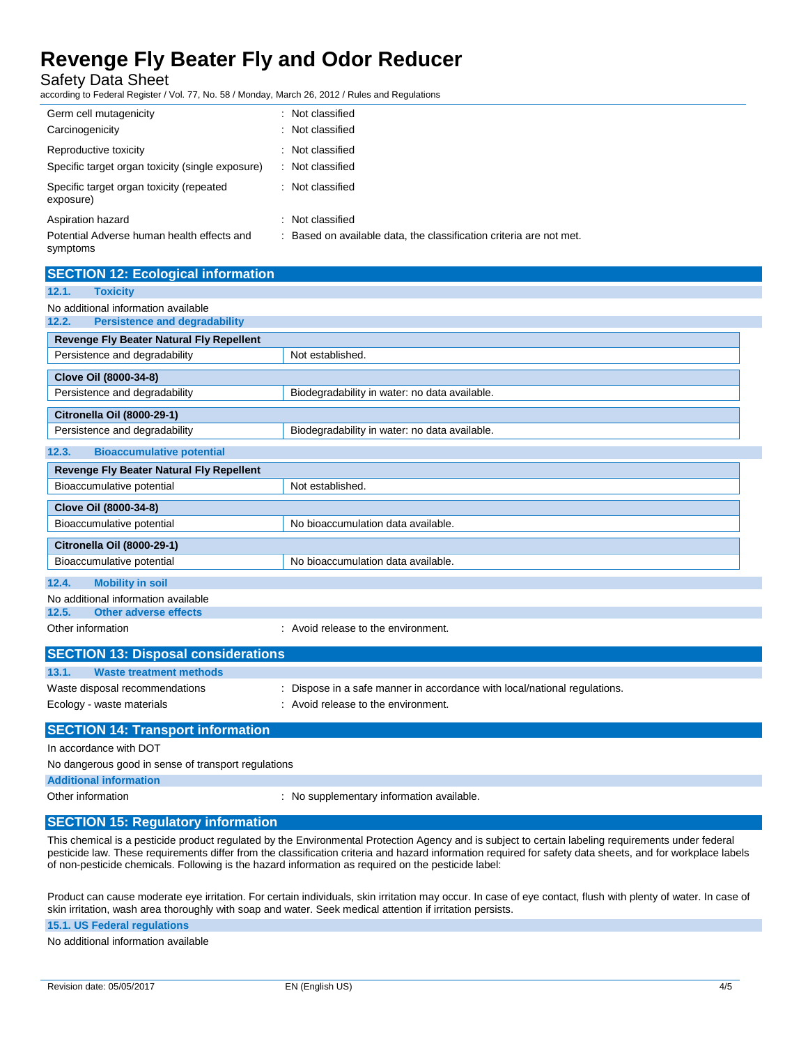| | |
|---|---|
| Germ cell mutagenicity | : Not classified |
| Carcinogenicity | : Not classified |
| Reproductive toxicity | : Not classified |
| Specific target organ toxicity (single exposure) | : Not classified |
| Specific target organ toxicity (repeated exposure) | : Not classified |
| Aspiration hazard | : Not classified |
| Potential Adverse human health effects and symptoms | : Based on available data, the classification criteria are not met. |

## SECTION 12: Ecological information

### 12.1. Toxicity

No additional information available

### 12.2. Persistence and degradability

| Revenge Fly Beater Natural Fly Repellent | |
|---|---|
| Persistence and degradability | Not established. |

| Clove Oil (8000-34-8) | |
|---|---|
| Persistence and degradability | Biodegradability in water: no data available. |

| Citronella Oil (8000-29-1) | |
|---|---|
| Persistence and degradability | Biodegradability in water: no data available. |

### 12.3. Bioaccumulative potential

| Revenge Fly Beater Natural Fly Repellent | |
|---|---|
| Bioaccumulative potential | Not established. |

| Clove Oil (8000-34-8) | |
|---|---|
| Bioaccumulative potential | No bioaccumulation data available. |

| Citronella Oil (8000-29-1) | |
|---|---|
| Bioaccumulative potential | No bioaccumulation data available. |

### 12.4. Mobility in soil

No additional information available

### 12.5. Other adverse effects

Other information : Avoid release to the environment.

## SECTION 13: Disposal considerations

### 13.1. Waste treatment methods

| | |
|---|---|
| Waste disposal recommendations | : Dispose in a safe manner in accordance with local/national regulations. |
| Ecology - waste materials | : Avoid release to the environment. |

## SECTION 14: Transport information

In accordance with DOT

No dangerous good in sense of transport regulations

### Additional information

Other information : No supplementary information available.

## SECTION 15: Regulatory information

This chemical is a pesticide product regulated by the Environmental Protection Agency and is subject to certain labeling requirements under federal pesticide law. These requirements differ from the classification criteria and hazard information required for safety data sheets, and for workplace labels of non-pesticide chemicals. Following is the hazard information as required on the pesticide label:

Product can cause moderate eye irritation. For certain individuals, skin irritation may occur. In case of eye contact, flush with plenty of water. In case of skin irritation, wash area thoroughly with soap and water. Seek medical attention if irritation persists.

### 15.1. US Federal regulations

No additional information available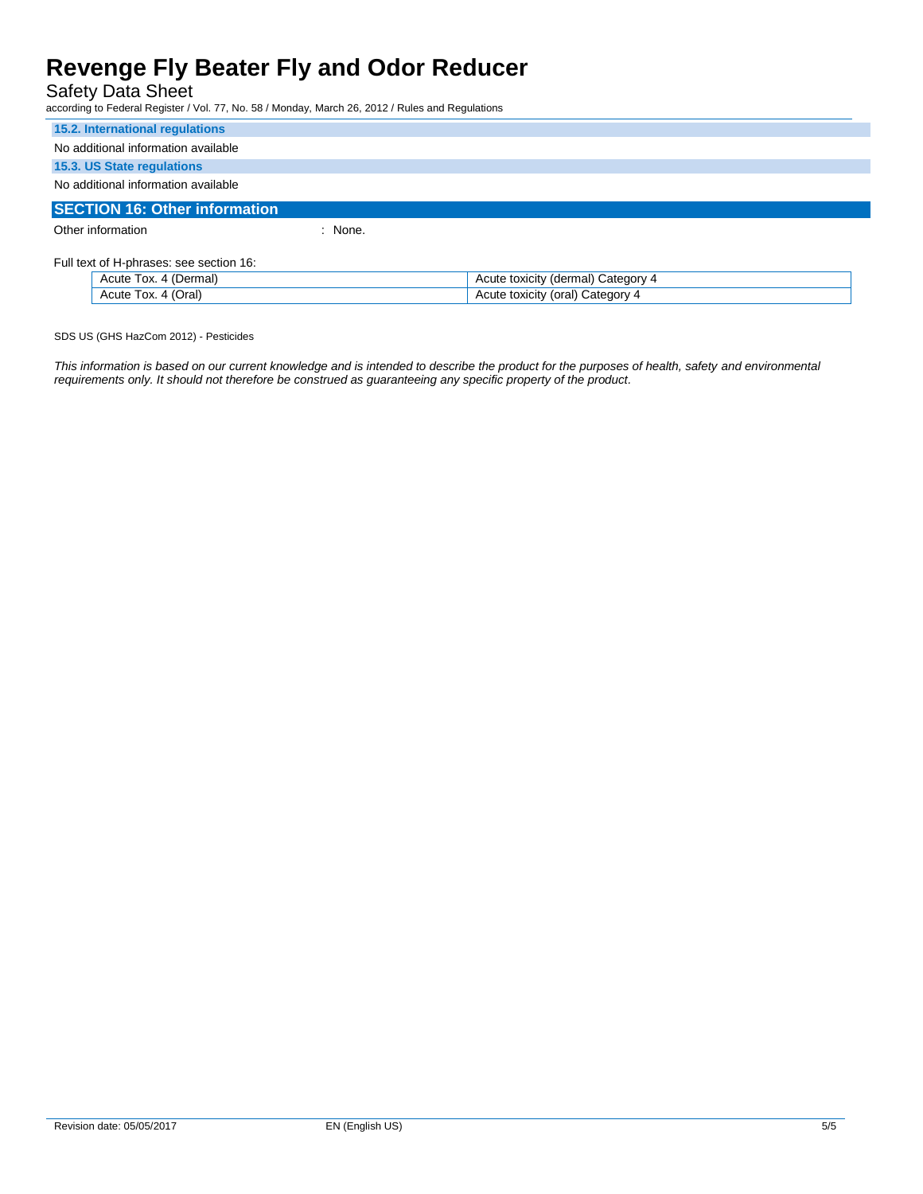### 15.2. International regulations

No additional information available

### 15.3. US State regulations

No additional information available

## SECTION 16: Other information

Other information : None.

Full text of H-phrases: see section 16:

| | |
|---|---|
| Acute Tox. 4 (Dermal) | Acute toxicity (dermal) Category 4 |
| Acute Tox. 4 (Oral) | Acute toxicity (oral) Category 4 |

SDS US (GHS HazCom 2012) - Pesticides

*This information is based on our current knowledge and is intended to describe the product for the purposes of health, safety and environmental requirements only. It should not therefore be construed as guaranteeing any specific property of the product.*